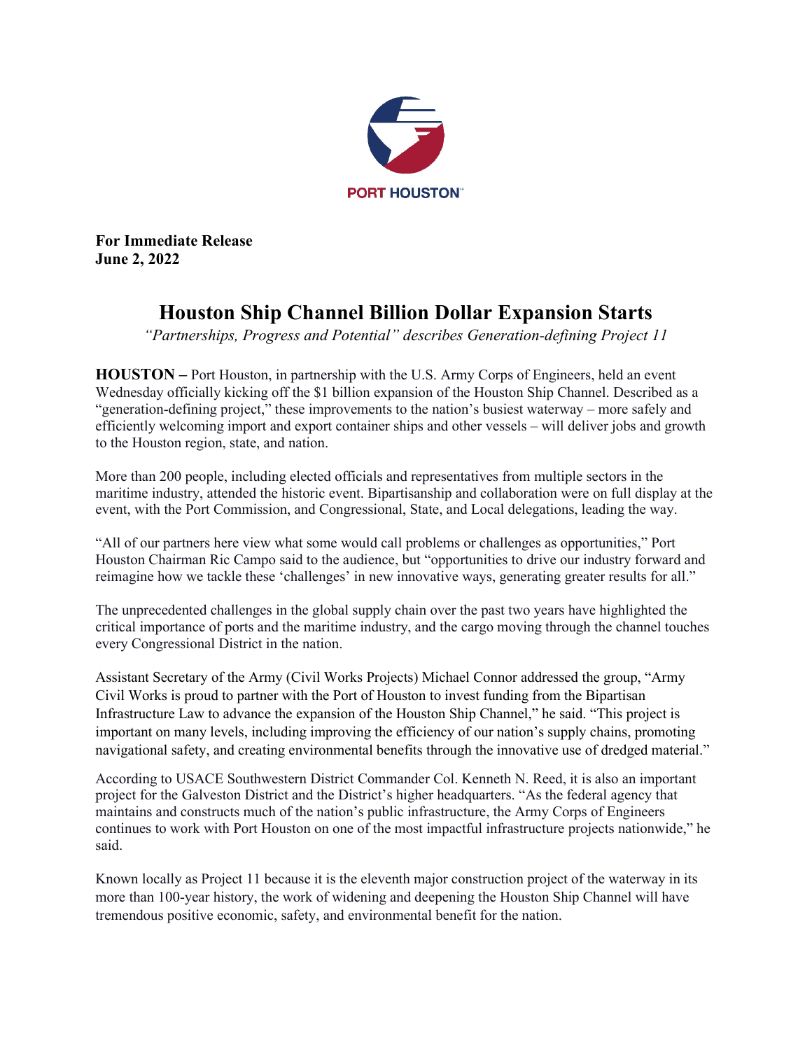PORT HOUSTON

**For Immediate Release**
**June 2, 2022**

# Houston Ship Channel Billion Dollar Expansion Starts

*"Partnerships, Progress and Potential" describes Generation-defining Project 11*

**HOUSTON –** Port Houston, in partnership with the U.S. Army Corps of Engineers, held an event Wednesday officially kicking off the $1 billion expansion of the Houston Ship Channel. Described as a "generation-defining project," these improvements to the nation's busiest waterway – more safely and efficiently welcoming import and export container ships and other vessels – will deliver jobs and growth to the Houston region, state, and nation.

More than 200 people, including elected officials and representatives from multiple sectors in the maritime industry, attended the historic event. Bipartisanship and collaboration were on full display at the event, with the Port Commission, and Congressional, State, and Local delegations, leading the way.

"All of our partners here view what some would call problems or challenges as opportunities," Port Houston Chairman Ric Campo said to the audience, but "opportunities to drive our industry forward and reimagine how we tackle these 'challenges' in new innovative ways, generating greater results for all."

The unprecedented challenges in the global supply chain over the past two years have highlighted the critical importance of ports and the maritime industry, and the cargo moving through the channel touches every Congressional District in the nation.

Assistant Secretary of the Army (Civil Works Projects) Michael Connor addressed the group, "Army Civil Works is proud to partner with the Port of Houston to invest funding from the Bipartisan Infrastructure Law to advance the expansion of the Houston Ship Channel," he said. "This project is important on many levels, including improving the efficiency of our nation's supply chains, promoting navigational safety, and creating environmental benefits through the innovative use of dredged material."

According to USACE Southwestern District Commander Col. Kenneth N. Reed, it is also an important project for the Galveston District and the District's higher headquarters. "As the federal agency that maintains and constructs much of the nation's public infrastructure, the Army Corps of Engineers continues to work with Port Houston on one of the most impactful infrastructure projects nationwide," he said.

Known locally as Project 11 because it is the eleventh major construction project of the waterway in its more than 100-year history, the work of widening and deepening the Houston Ship Channel will have tremendous positive economic, safety, and environmental benefit for the nation.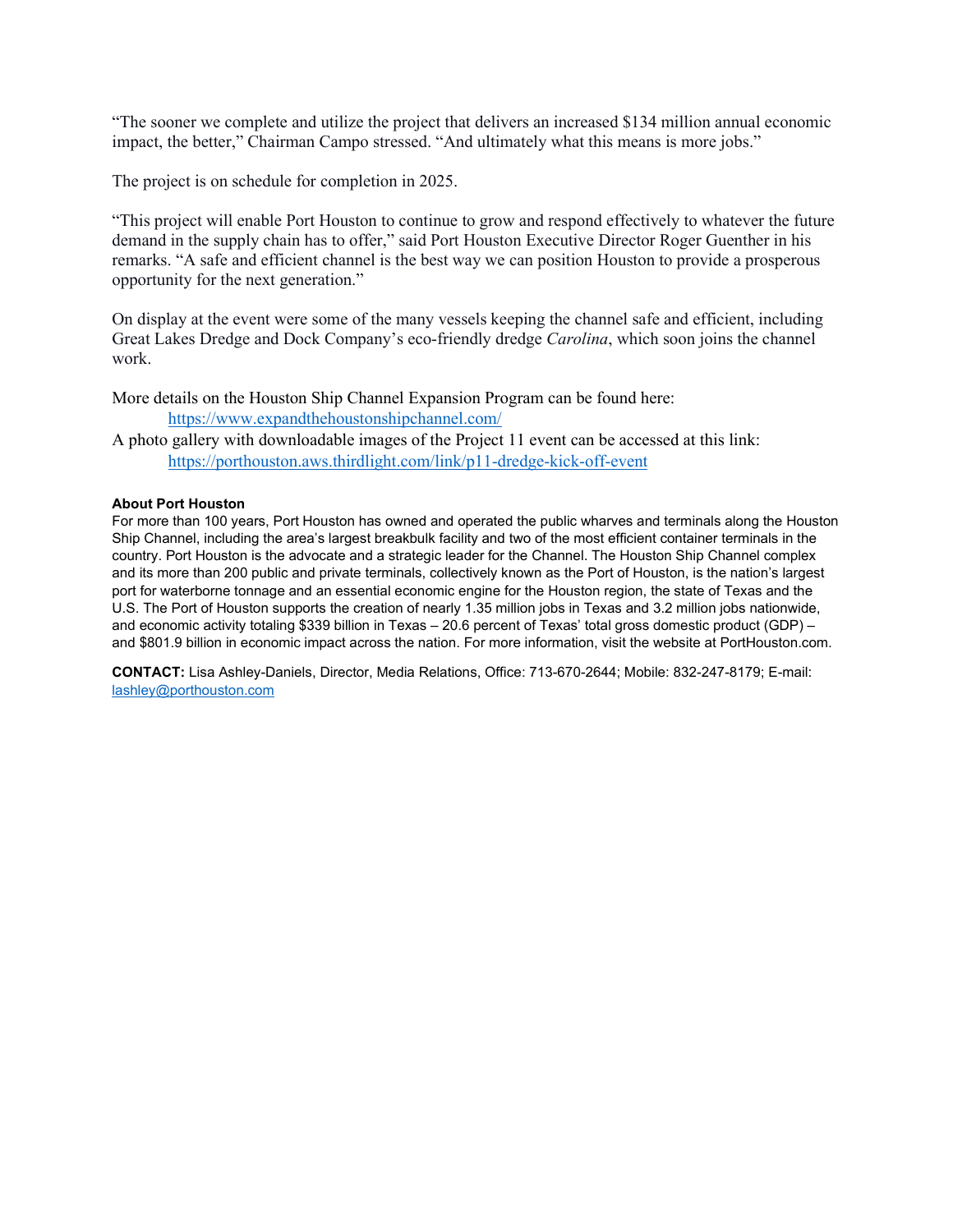"The sooner we complete and utilize the project that delivers an increased $134 million annual economic impact, the better," Chairman Campo stressed. "And ultimately what this means is more jobs."

The project is on schedule for completion in 2025.

"This project will enable Port Houston to continue to grow and respond effectively to whatever the future demand in the supply chain has to offer," said Port Houston Executive Director Roger Guenther in his remarks. "A safe and efficient channel is the best way we can position Houston to provide a prosperous opportunity for the next generation."

On display at the event were some of the many vessels keeping the channel safe and efficient, including Great Lakes Dredge and Dock Company's eco-friendly dredge *Carolina*, which soon joins the channel work.

More details on the Houston Ship Channel Expansion Program can be found here:
https://www.expandthehoustonshipchannel.com/
A photo gallery with downloadable images of the Project 11 event can be accessed at this link:
https://porthouston.aws.thirdlight.com/link/p11-dredge-kick-off-event

**About Port Houston**
For more than 100 years, Port Houston has owned and operated the public wharves and terminals along the Houston Ship Channel, including the area's largest breakbulk facility and two of the most efficient container terminals in the country. Port Houston is the advocate and a strategic leader for the Channel. The Houston Ship Channel complex and its more than 200 public and private terminals, collectively known as the Port of Houston, is the nation's largest port for waterborne tonnage and an essential economic engine for the Houston region, the state of Texas and the U.S. The Port of Houston supports the creation of nearly 1.35 million jobs in Texas and 3.2 million jobs nationwide, and economic activity totaling $339 billion in Texas – 20.6 percent of Texas' total gross domestic product (GDP) – and $801.9 billion in economic impact across the nation. For more information, visit the website at PortHouston.com.

**CONTACT:** Lisa Ashley-Daniels, Director, Media Relations, Office: 713-670-2644; Mobile: 832-247-8179; E-mail: lashley@porthouston.com